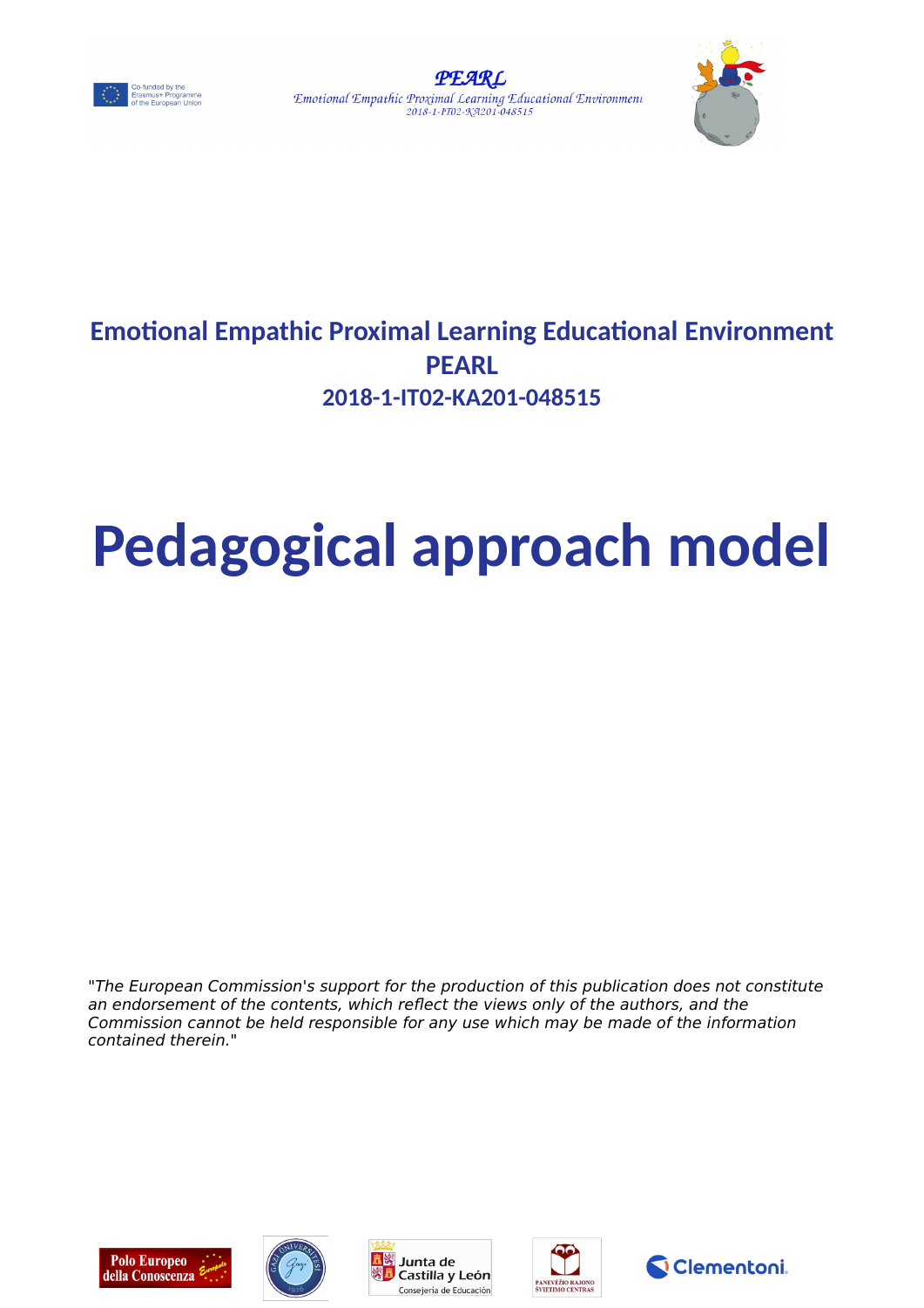**Emotional Empathic Proximal Learning Educational Environment**
**PEARL**
**2018-1-IT02-KA201-048515**

# Pedagogical approach model

*"The European Commission's support for the production of this publication does not constitute an endorsement of the contents, which reflect the views only of the authors, and the Commission cannot be held responsible for any use which may be made of the information contained therein."*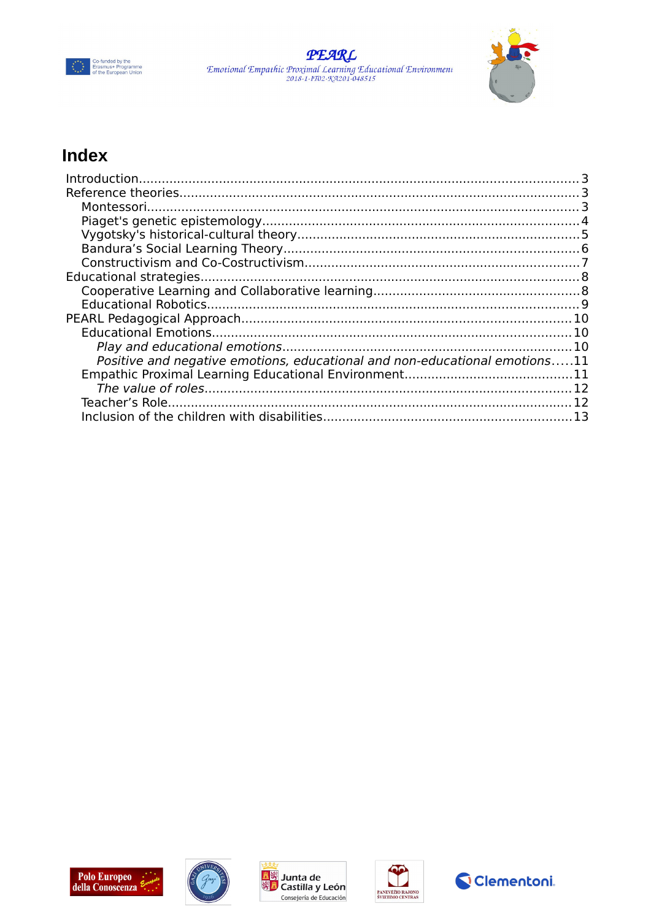# Index

- Introduction......3
- Reference theories......3
  - Montessori......3
  - Piaget's genetic epistemology......4
  - Vygotsky's historical-cultural theory......5
  - Bandura's Social Learning Theory......6
  - Constructivism and Co-Costructivism......7
- Educational strategies......8
  - Cooperative Learning and Collaborative learning......8
  - Educational Robotics......9
- PEARL Pedagogical Approach......10
  - Educational Emotions......10
    - *Play and educational emotions*......10
    - *Positive and negative emotions, educational and non-educational emotions*......11
  - Empathic Proximal Learning Educational Environment......11
    - *The value of roles*......12
  - Teacher's Role......12
  - Inclusion of the children with disabilities......13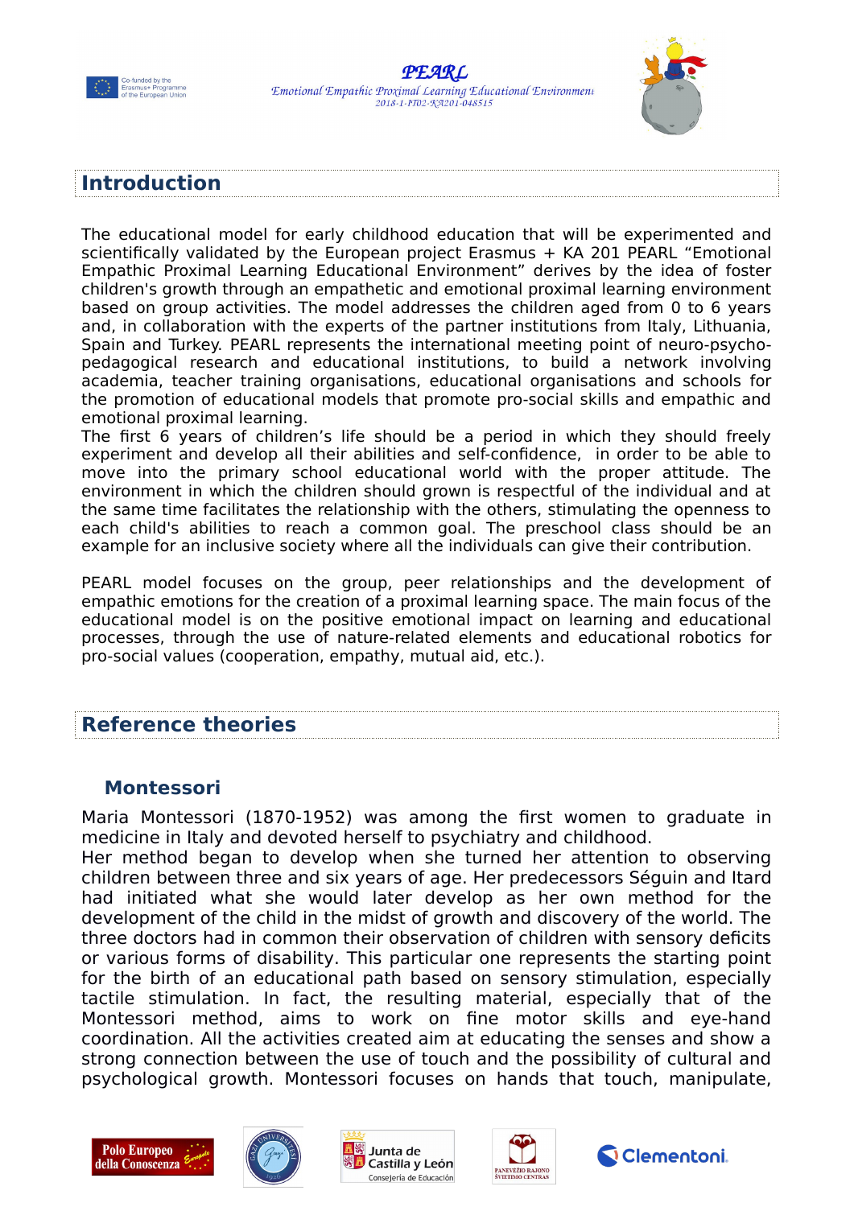## Introduction

The educational model for early childhood education that will be experimented and scientifically validated by the European project Erasmus + KA 201 PEARL “Emotional Empathic Proximal Learning Educational Environment” derives by the idea of foster children's growth through an empathetic and emotional proximal learning environment based on group activities. The model addresses the children aged from 0 to 6 years and, in collaboration with the experts of the partner institutions from Italy, Lithuania, Spain and Turkey. PEARL represents the international meeting point of neuro-psycho-pedagogical research and educational institutions, to build a network involving academia, teacher training organisations, educational organisations and schools for the promotion of educational models that promote pro-social skills and empathic and emotional proximal learning.
The first 6 years of children’s life should be a period in which they should freely experiment and develop all their abilities and self-confidence, in order to be able to move into the primary school educational world with the proper attitude. The environment in which the children should grown is respectful of the individual and at the same time facilitates the relationship with the others, stimulating the openness to each child's abilities to reach a common goal. The preschool class should be an example for an inclusive society where all the individuals can give their contribution.

PEARL model focuses on the group, peer relationships and the development of empathic emotions for the creation of a proximal learning space. The main focus of the educational model is on the positive emotional impact on learning and educational processes, through the use of nature-related elements and educational robotics for pro-social values (cooperation, empathy, mutual aid, etc.).

## Reference theories

### Montessori

Maria Montessori (1870-1952) was among the first women to graduate in medicine in Italy and devoted herself to psychiatry and childhood.
Her method began to develop when she turned her attention to observing children between three and six years of age. Her predecessors Séguin and Itard had initiated what she would later develop as her own method for the development of the child in the midst of growth and discovery of the world. The three doctors had in common their observation of children with sensory deficits or various forms of disability. This particular one represents the starting point for the birth of an educational path based on sensory stimulation, especially tactile stimulation. In fact, the resulting material, especially that of the Montessori method, aims to work on fine motor skills and eye-hand coordination. All the activities created aim at educating the senses and show a strong connection between the use of touch and the possibility of cultural and psychological growth. Montessori focuses on hands that touch, manipulate,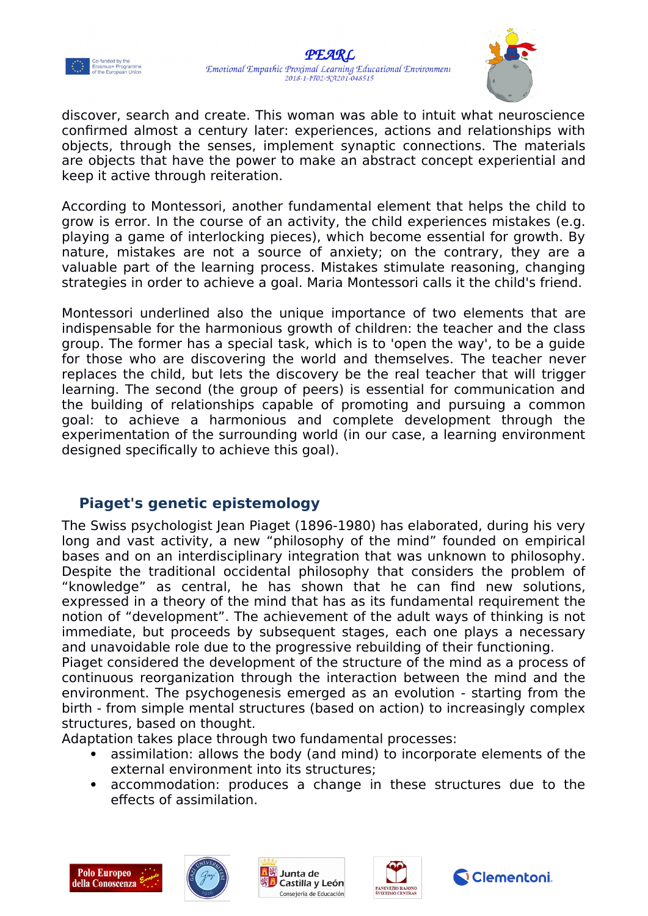discover, search and create. This woman was able to intuit what neuroscience confirmed almost a century later: experiences, actions and relationships with objects, through the senses, implement synaptic connections. The materials are objects that have the power to make an abstract concept experiential and keep it active through reiteration.

According to Montessori, another fundamental element that helps the child to grow is error. In the course of an activity, the child experiences mistakes (e.g. playing a game of interlocking pieces), which become essential for growth. By nature, mistakes are not a source of anxiety; on the contrary, they are a valuable part of the learning process. Mistakes stimulate reasoning, changing strategies in order to achieve a goal. Maria Montessori calls it the child's friend.

Montessori underlined also the unique importance of two elements that are indispensable for the harmonious growth of children: the teacher and the class group. The former has a special task, which is to 'open the way', to be a guide for those who are discovering the world and themselves. The teacher never replaces the child, but lets the discovery be the real teacher that will trigger learning. The second (the group of peers) is essential for communication and the building of relationships capable of promoting and pursuing a common goal: to achieve a harmonious and complete development through the experimentation of the surrounding world (in our case, a learning environment designed specifically to achieve this goal).

## Piaget's genetic epistemology

The Swiss psychologist Jean Piaget (1896-1980) has elaborated, during his very long and vast activity, a new "philosophy of the mind" founded on empirical bases and on an interdisciplinary integration that was unknown to philosophy. Despite the traditional occidental philosophy that considers the problem of "knowledge" as central, he has shown that he can find new solutions, expressed in a theory of the mind that has as its fundamental requirement the notion of "development". The achievement of the adult ways of thinking is not immediate, but proceeds by subsequent stages, each one plays a necessary and unavoidable role due to the progressive rebuilding of their functioning.
Piaget considered the development of the structure of the mind as a process of continuous reorganization through the interaction between the mind and the environment. The psychogenesis emerged as an evolution - starting from the birth - from simple mental structures (based on action) to increasingly complex structures, based on thought.
Adaptation takes place through two fundamental processes:

- assimilation: allows the body (and mind) to incorporate elements of the external environment into its structures;
- accommodation: produces a change in these structures due to the effects of assimilation.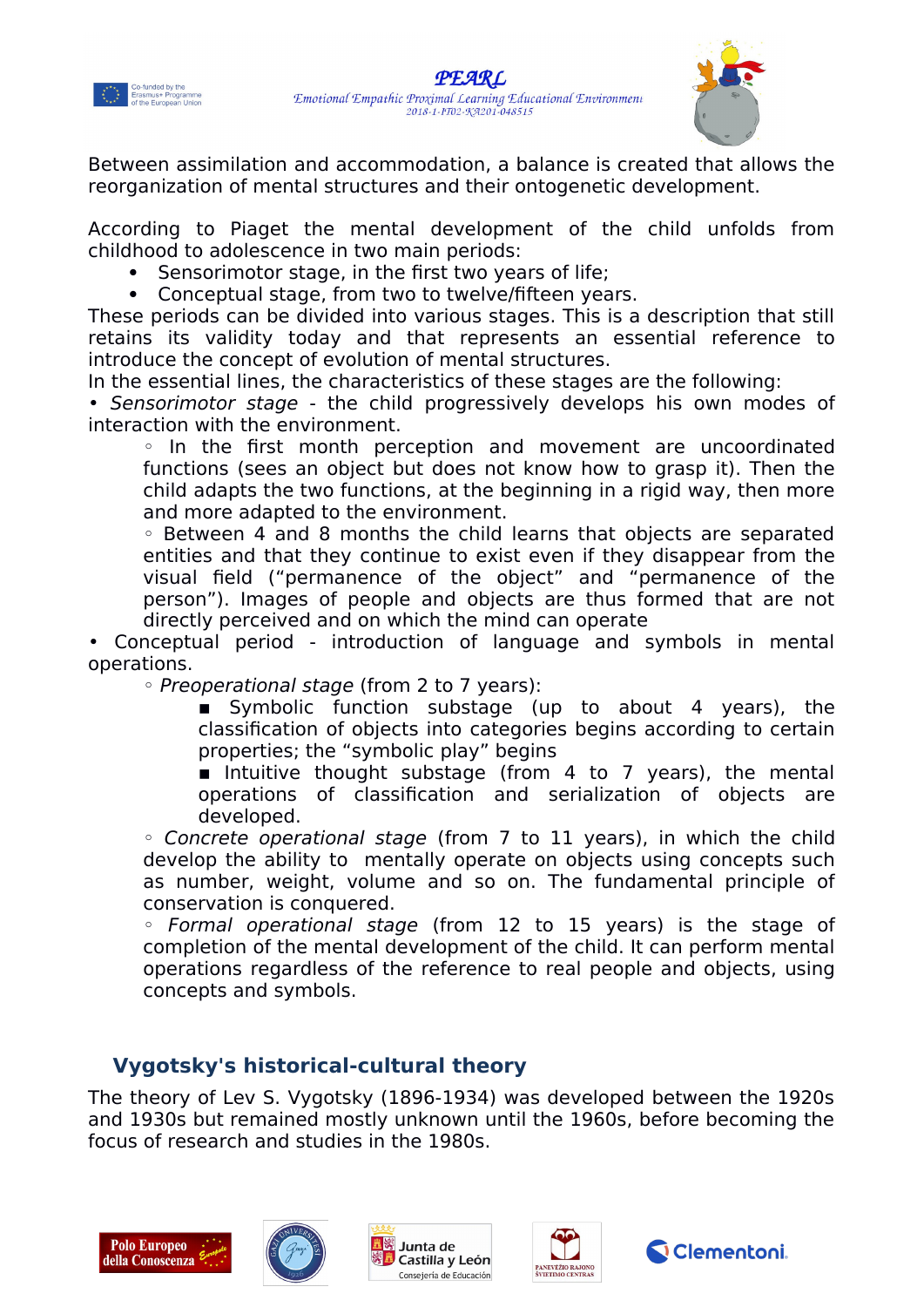Between assimilation and accommodation, a balance is created that allows the reorganization of mental structures and their ontogenetic development.

According to Piaget the mental development of the child unfolds from childhood to adolescence in two main periods:

- Sensorimotor stage, in the first two years of life;
- Conceptual stage, from two to twelve/fifteen years.

These periods can be divided into various stages. This is a description that still retains its validity today and that represents an essential reference to introduce the concept of evolution of mental structures.

In the essential lines, the characteristics of these stages are the following:

• *Sensorimotor stage* - the child progressively develops his own modes of interaction with the environment.

- In the first month perception and movement are uncoordinated functions (sees an object but does not know how to grasp it). Then the child adapts the two functions, at the beginning in a rigid way, then more and more adapted to the environment.
- Between 4 and 8 months the child learns that objects are separated entities and that they continue to exist even if they disappear from the visual field ("permanence of the object" and "permanence of the person"). Images of people and objects are thus formed that are not directly perceived and on which the mind can operate

• Conceptual period - introduction of language and symbols in mental operations.

- *Preoperational stage* (from 2 to 7 years):
  - Symbolic function substage (up to about 4 years), the classification of objects into categories begins according to certain properties; the "symbolic play" begins
  - Intuitive thought substage (from 4 to 7 years), the mental operations of classification and serialization of objects are developed.
- *Concrete operational stage* (from 7 to 11 years), in which the child develop the ability to mentally operate on objects using concepts such as number, weight, volume and so on. The fundamental principle of conservation is conquered.
- *Formal operational stage* (from 12 to 15 years) is the stage of completion of the mental development of the child. It can perform mental operations regardless of the reference to real people and objects, using concepts and symbols.

## Vygotsky's historical-cultural theory

The theory of Lev S. Vygotsky (1896-1934) was developed between the 1920s and 1930s but remained mostly unknown until the 1960s, before becoming the focus of research and studies in the 1980s.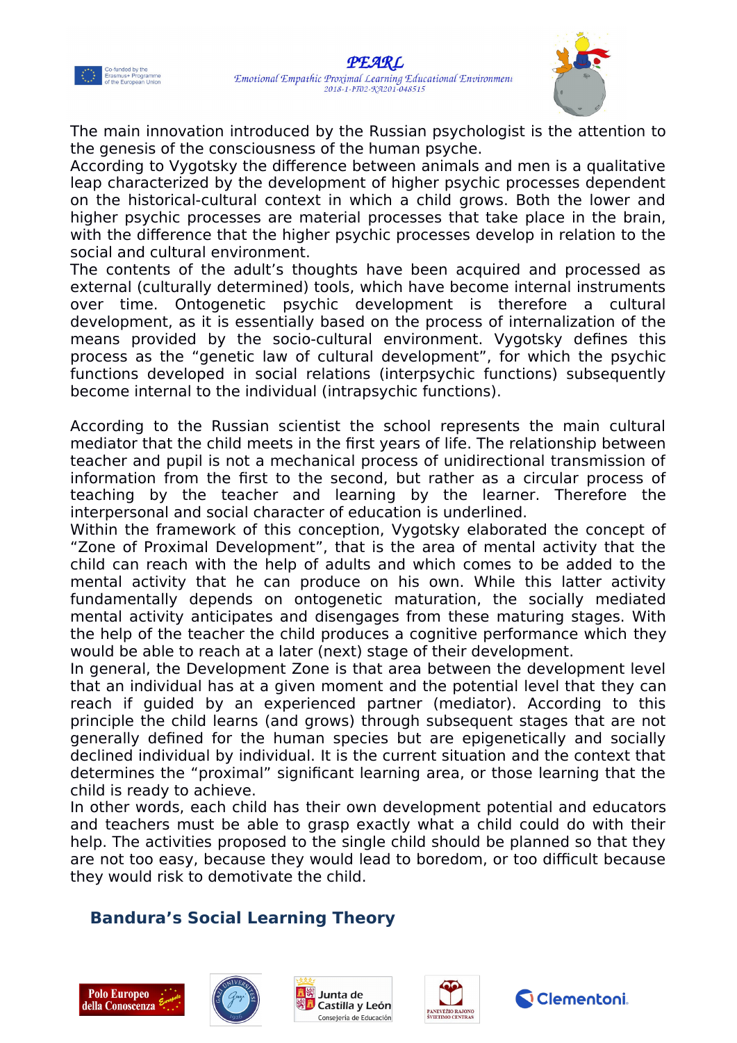The main innovation introduced by the Russian psychologist is the attention to the genesis of the consciousness of the human psyche.

According to Vygotsky the difference between animals and men is a qualitative leap characterized by the development of higher psychic processes dependent on the historical-cultural context in which a child grows. Both the lower and higher psychic processes are material processes that take place in the brain, with the difference that the higher psychic processes develop in relation to the social and cultural environment.

The contents of the adult's thoughts have been acquired and processed as external (culturally determined) tools, which have become internal instruments over time. Ontogenetic psychic development is therefore a cultural development, as it is essentially based on the process of internalization of the means provided by the socio-cultural environment. Vygotsky defines this process as the "genetic law of cultural development", for which the psychic functions developed in social relations (interpsychic functions) subsequently become internal to the individual (intrapsychic functions).

According to the Russian scientist the school represents the main cultural mediator that the child meets in the first years of life. The relationship between teacher and pupil is not a mechanical process of unidirectional transmission of information from the first to the second, but rather as a circular process of teaching by the teacher and learning by the learner. Therefore the interpersonal and social character of education is underlined.

Within the framework of this conception, Vygotsky elaborated the concept of "Zone of Proximal Development", that is the area of mental activity that the child can reach with the help of adults and which comes to be added to the mental activity that he can produce on his own. While this latter activity fundamentally depends on ontogenetic maturation, the socially mediated mental activity anticipates and disengages from these maturing stages. With the help of the teacher the child produces a cognitive performance which they would be able to reach at a later (next) stage of their development.

In general, the Development Zone is that area between the development level that an individual has at a given moment and the potential level that they can reach if guided by an experienced partner (mediator). According to this principle the child learns (and grows) through subsequent stages that are not generally defined for the human species but are epigenetically and socially declined individual by individual. It is the current situation and the context that determines the "proximal" significant learning area, or those learning that the child is ready to achieve.

In other words, each child has their own development potential and educators and teachers must be able to grasp exactly what a child could do with their help. The activities proposed to the single child should be planned so that they are not too easy, because they would lead to boredom, or too difficult because they would risk to demotivate the child.

## Bandura's Social Learning Theory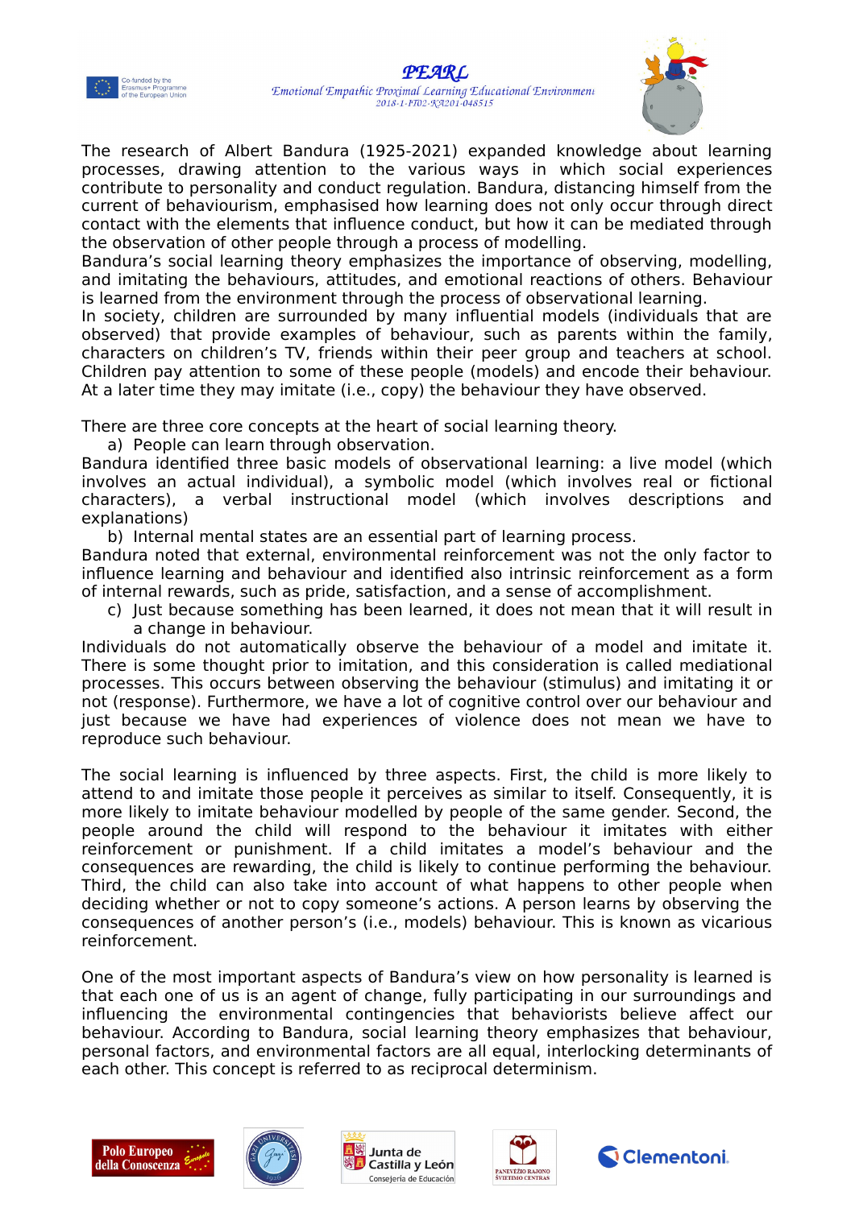The research of Albert Bandura (1925-2021) expanded knowledge about learning processes, drawing attention to the various ways in which social experiences contribute to personality and conduct regulation. Bandura, distancing himself from the current of behaviourism, emphasised how learning does not only occur through direct contact with the elements that influence conduct, but how it can be mediated through the observation of other people through a process of modelling.
Bandura's social learning theory emphasizes the importance of observing, modelling, and imitating the behaviours, attitudes, and emotional reactions of others. Behaviour is learned from the environment through the process of observational learning.
In society, children are surrounded by many influential models (individuals that are observed) that provide examples of behaviour, such as parents within the family, characters on children's TV, friends within their peer group and teachers at school. Children pay attention to some of these people (models) and encode their behaviour. At a later time they may imitate (i.e., copy) the behaviour they have observed.

There are three core concepts at the heart of social learning theory.

a) People can learn through observation.

Bandura identified three basic models of observational learning: a live model (which involves an actual individual), a symbolic model (which involves real or fictional characters), a verbal instructional model (which involves descriptions and explanations)

b) Internal mental states are an essential part of learning process.

Bandura noted that external, environmental reinforcement was not the only factor to influence learning and behaviour and identified also intrinsic reinforcement as a form of internal rewards, such as pride, satisfaction, and a sense of accomplishment.

c) Just because something has been learned, it does not mean that it will result in a change in behaviour.

Individuals do not automatically observe the behaviour of a model and imitate it. There is some thought prior to imitation, and this consideration is called mediational processes. This occurs between observing the behaviour (stimulus) and imitating it or not (response). Furthermore, we have a lot of cognitive control over our behaviour and just because we have had experiences of violence does not mean we have to reproduce such behaviour.

The social learning is influenced by three aspects. First, the child is more likely to attend to and imitate those people it perceives as similar to itself. Consequently, it is more likely to imitate behaviour modelled by people of the same gender. Second, the people around the child will respond to the behaviour it imitates with either reinforcement or punishment. If a child imitates a model's behaviour and the consequences are rewarding, the child is likely to continue performing the behaviour. Third, the child can also take into account of what happens to other people when deciding whether or not to copy someone's actions. A person learns by observing the consequences of another person's (i.e., models) behaviour. This is known as vicarious reinforcement.

One of the most important aspects of Bandura's view on how personality is learned is that each one of us is an agent of change, fully participating in our surroundings and influencing the environmental contingencies that behaviorists believe affect our behaviour. According to Bandura, social learning theory emphasizes that behaviour, personal factors, and environmental factors are all equal, interlocking determinants of each other. This concept is referred to as reciprocal determinism.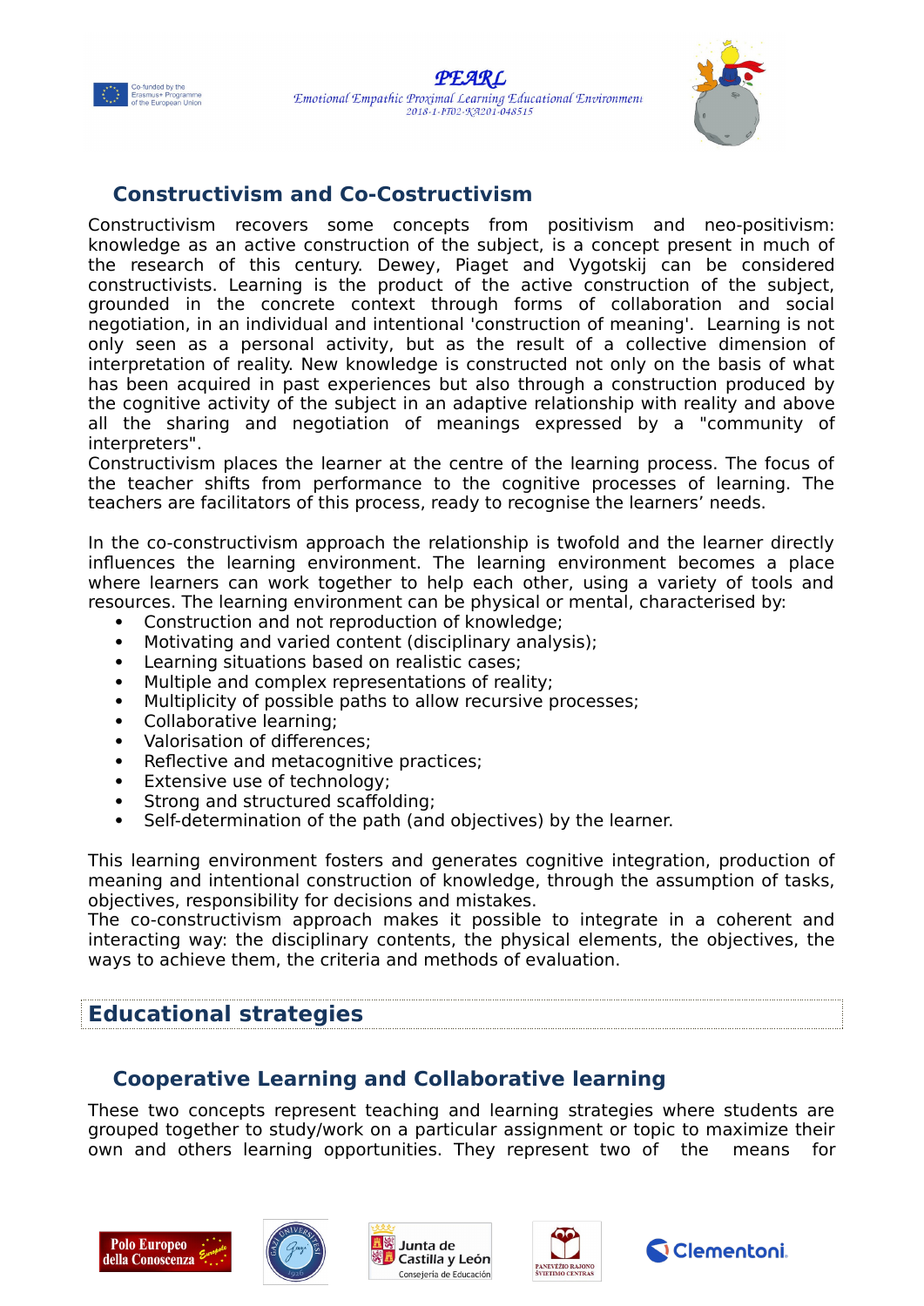### Constructivism and Co-Costructivism

Constructivism recovers some concepts from positivism and neo-positivism: knowledge as an active construction of the subject, is a concept present in much of the research of this century. Dewey, Piaget and Vygotskij can be considered constructivists. Learning is the product of the active construction of the subject, grounded in the concrete context through forms of collaboration and social negotiation, in an individual and intentional 'construction of meaning'. Learning is not only seen as a personal activity, but as the result of a collective dimension of interpretation of reality. New knowledge is constructed not only on the basis of what has been acquired in past experiences but also through a construction produced by the cognitive activity of the subject in an adaptive relationship with reality and above all the sharing and negotiation of meanings expressed by a "community of interpreters".

Constructivism places the learner at the centre of the learning process. The focus of the teacher shifts from performance to the cognitive processes of learning. The teachers are facilitators of this process, ready to recognise the learners' needs.

In the co-constructivism approach the relationship is twofold and the learner directly influences the learning environment. The learning environment becomes a place where learners can work together to help each other, using a variety of tools and resources. The learning environment can be physical or mental, characterised by:

- Construction and not reproduction of knowledge;
- Motivating and varied content (disciplinary analysis);
- Learning situations based on realistic cases;
- Multiple and complex representations of reality;
- Multiplicity of possible paths to allow recursive processes;
- Collaborative learning;
- Valorisation of differences;
- Reflective and metacognitive practices;
- Extensive use of technology;
- Strong and structured scaffolding;
- Self-determination of the path (and objectives) by the learner.

This learning environment fosters and generates cognitive integration, production of meaning and intentional construction of knowledge, through the assumption of tasks, objectives, responsibility for decisions and mistakes.

The co-constructivism approach makes it possible to integrate in a coherent and interacting way: the disciplinary contents, the physical elements, the objectives, the ways to achieve them, the criteria and methods of evaluation.

## Educational strategies

### Cooperative Learning and Collaborative learning

These two concepts represent teaching and learning strategies where students are grouped together to study/work on a particular assignment or topic to maximize their own and others learning opportunities. They represent two of the means for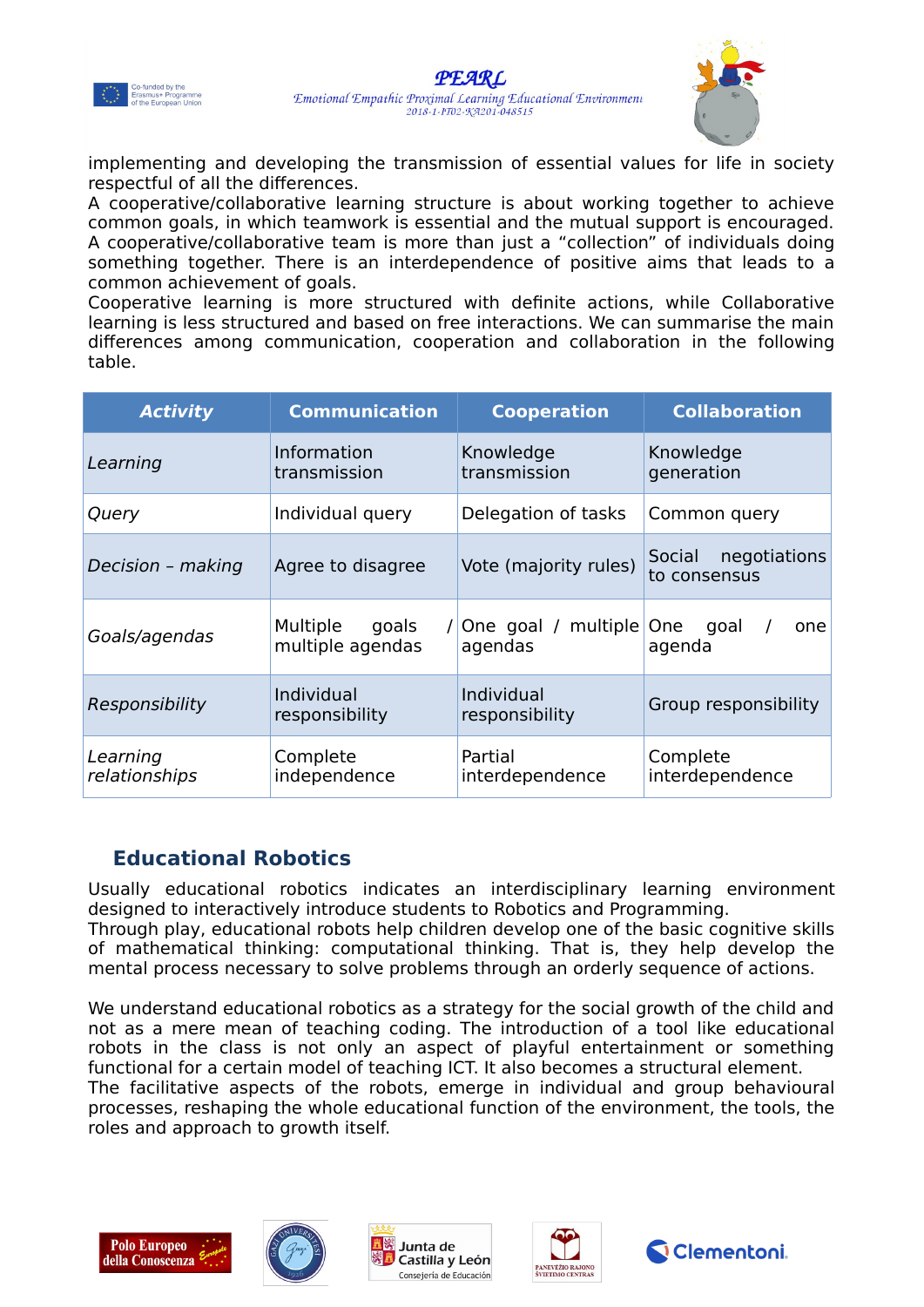implementing and developing the transmission of essential values for life in society respectful of all the differences.

A cooperative/collaborative learning structure is about working together to achieve common goals, in which teamwork is essential and the mutual support is encouraged. A cooperative/collaborative team is more than just a "collection" of individuals doing something together. There is an interdependence of positive aims that leads to a common achievement of goals.

Cooperative learning is more structured with definite actions, while Collaborative learning is less structured and based on free interactions. We can summarise the main differences among communication, cooperation and collaboration in the following table.

| ***Activity*** | **Communication** | **Cooperation** | **Collaboration** |
|---|---|---|---|
| *Learning* | Information transmission | Knowledge transmission | Knowledge generation |
| *Query* | Individual query | Delegation of tasks | Common query |
| *Decision – making* | Agree to disagree | Vote (majority rules) | Social negotiations to consensus |
| *Goals/agendas* | Multiple goals / multiple agendas | One goal / multiple agendas | One goal / one agenda |
| *Responsibility* | Individual responsibility | Individual responsibility | Group responsibility |
| *Learning relationships* | Complete independence | Partial interdependence | Complete interdependence |

## Educational Robotics

Usually educational robotics indicates an interdisciplinary learning environment designed to interactively introduce students to Robotics and Programming.

Through play, educational robots help children develop one of the basic cognitive skills of mathematical thinking: computational thinking. That is, they help develop the mental process necessary to solve problems through an orderly sequence of actions.

We understand educational robotics as a strategy for the social growth of the child and not as a mere mean of teaching coding. The introduction of a tool like educational robots in the class is not only an aspect of playful entertainment or something functional for a certain model of teaching ICT. It also becomes a structural element.

The facilitative aspects of the robots, emerge in individual and group behavioural processes, reshaping the whole educational function of the environment, the tools, the roles and approach to growth itself.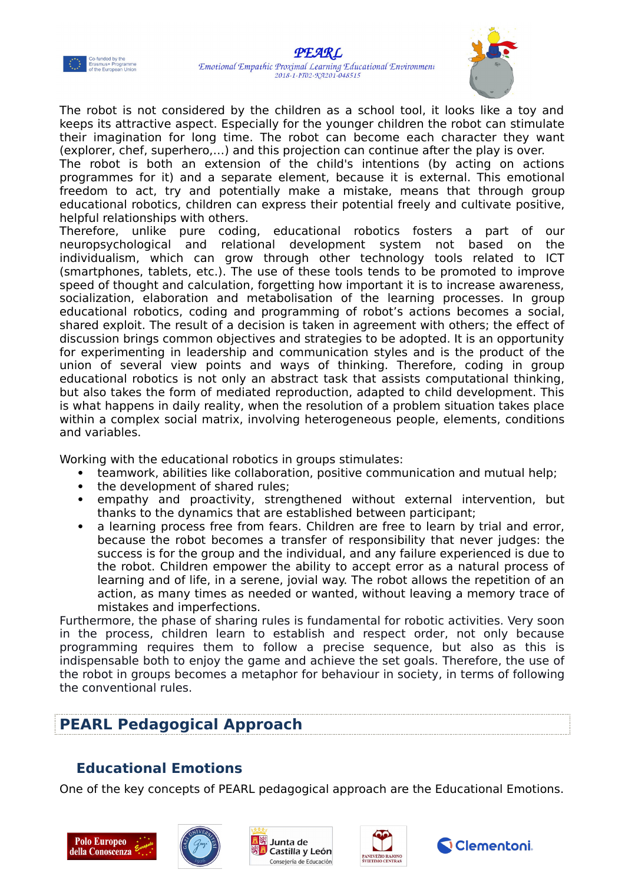The robot is not considered by the children as a school tool, it looks like a toy and keeps its attractive aspect. Especially for the younger children the robot can stimulate their imagination for long time. The robot can become each character they want (explorer, chef, superhero,...) and this projection can continue after the play is over.
The robot is both an extension of the child's intentions (by acting on actions programmes for it) and a separate element, because it is external. This emotional freedom to act, try and potentially make a mistake, means that through group educational robotics, children can express their potential freely and cultivate positive, helpful relationships with others.
Therefore, unlike pure coding, educational robotics fosters a part of our neuropsychological and relational development system not based on the individualism, which can grow through other technology tools related to ICT (smartphones, tablets, etc.). The use of these tools tends to be promoted to improve speed of thought and calculation, forgetting how important it is to increase awareness, socialization, elaboration and metabolisation of the learning processes. In group educational robotics, coding and programming of robot's actions becomes a social, shared exploit. The result of a decision is taken in agreement with others; the effect of discussion brings common objectives and strategies to be adopted. It is an opportunity for experimenting in leadership and communication styles and is the product of the union of several view points and ways of thinking. Therefore, coding in group educational robotics is not only an abstract task that assists computational thinking, but also takes the form of mediated reproduction, adapted to child development. This is what happens in daily reality, when the resolution of a problem situation takes place within a complex social matrix, involving heterogeneous people, elements, conditions and variables.

Working with the educational robotics in groups stimulates:

- teamwork, abilities like collaboration, positive communication and mutual help;
- the development of shared rules;
- empathy and proactivity, strengthened without external intervention, but thanks to the dynamics that are established between participant;
- a learning process free from fears. Children are free to learn by trial and error, because the robot becomes a transfer of responsibility that never judges: the success is for the group and the individual, and any failure experienced is due to the robot. Children empower the ability to accept error as a natural process of learning and of life, in a serene, jovial way. The robot allows the repetition of an action, as many times as needed or wanted, without leaving a memory trace of mistakes and imperfections.

Furthermore, the phase of sharing rules is fundamental for robotic activities. Very soon in the process, children learn to establish and respect order, not only because programming requires them to follow a precise sequence, but also as this is indispensable both to enjoy the game and achieve the set goals. Therefore, the use of the robot in groups becomes a metaphor for behaviour in society, in terms of following the conventional rules.

# PEARL Pedagogical Approach

## Educational Emotions

One of the key concepts of PEARL pedagogical approach are the Educational Emotions.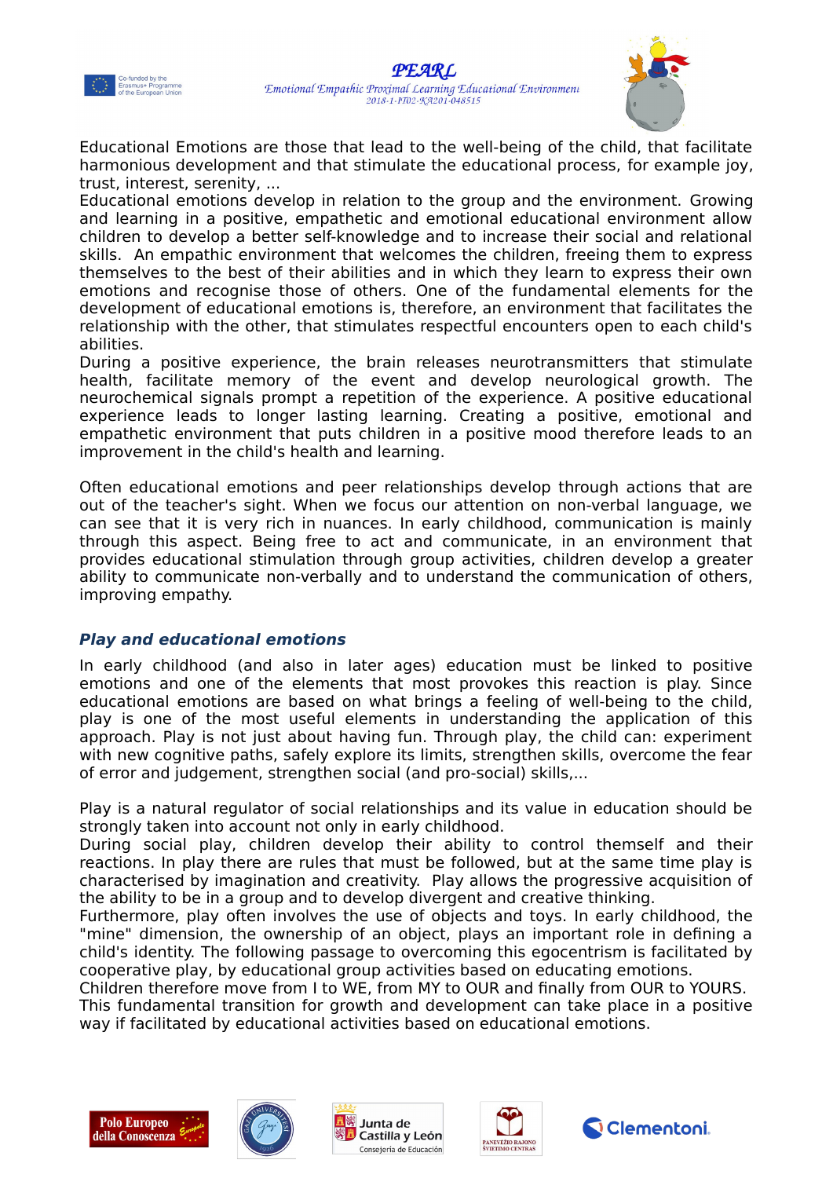Educational Emotions are those that lead to the well-being of the child, that facilitate harmonious development and that stimulate the educational process, for example joy, trust, interest, serenity, ...

Educational emotions develop in relation to the group and the environment. Growing and learning in a positive, empathetic and emotional educational environment allow children to develop a better self-knowledge and to increase their social and relational skills. An empathic environment that welcomes the children, freeing them to express themselves to the best of their abilities and in which they learn to express their own emotions and recognise those of others. One of the fundamental elements for the development of educational emotions is, therefore, an environment that facilitates the relationship with the other, that stimulates respectful encounters open to each child's abilities.

During a positive experience, the brain releases neurotransmitters that stimulate health, facilitate memory of the event and develop neurological growth. The neurochemical signals prompt a repetition of the experience. A positive educational experience leads to longer lasting learning. Creating a positive, emotional and empathetic environment that puts children in a positive mood therefore leads to an improvement in the child's health and learning.

Often educational emotions and peer relationships develop through actions that are out of the teacher's sight. When we focus our attention on non-verbal language, we can see that it is very rich in nuances. In early childhood, communication is mainly through this aspect. Being free to act and communicate, in an environment that provides educational stimulation through group activities, children develop a greater ability to communicate non-verbally and to understand the communication of others, improving empathy.

### *Play and educational emotions*

In early childhood (and also in later ages) education must be linked to positive emotions and one of the elements that most provokes this reaction is play. Since educational emotions are based on what brings a feeling of well-being to the child, play is one of the most useful elements in understanding the application of this approach. Play is not just about having fun. Through play, the child can: experiment with new cognitive paths, safely explore its limits, strengthen skills, overcome the fear of error and judgement, strengthen social (and pro-social) skills,...

Play is a natural regulator of social relationships and its value in education should be strongly taken into account not only in early childhood.

During social play, children develop their ability to control themself and their reactions. In play there are rules that must be followed, but at the same time play is characterised by imagination and creativity. Play allows the progressive acquisition of the ability to be in a group and to develop divergent and creative thinking.

Furthermore, play often involves the use of objects and toys. In early childhood, the "mine" dimension, the ownership of an object, plays an important role in defining a child's identity. The following passage to overcoming this egocentrism is facilitated by cooperative play, by educational group activities based on educating emotions.

Children therefore move from I to WE, from MY to OUR and finally from OUR to YOURS. This fundamental transition for growth and development can take place in a positive way if facilitated by educational activities based on educational emotions.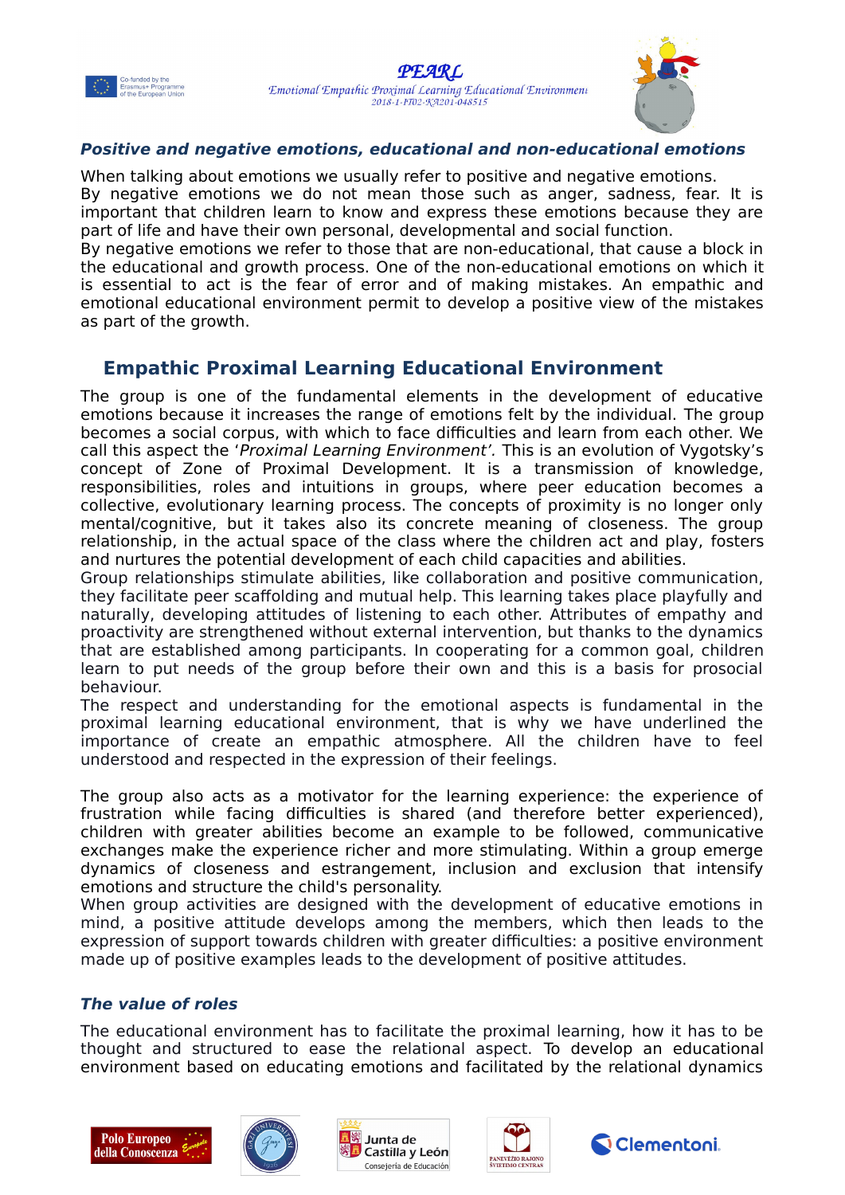### *Positive and negative emotions, educational and non-educational emotions*

When talking about emotions we usually refer to positive and negative emotions.
By negative emotions we do not mean those such as anger, sadness, fear. It is important that children learn to know and express these emotions because they are part of life and have their own personal, developmental and social function.
By negative emotions we refer to those that are non-educational, that cause a block in the educational and growth process. One of the non-educational emotions on which it is essential to act is the fear of error and of making mistakes. An empathic and emotional educational environment permit to develop a positive view of the mistakes as part of the growth.

## Empathic Proximal Learning Educational Environment

The group is one of the fundamental elements in the development of educative emotions because it increases the range of emotions felt by the individual. The group becomes a social corpus, with which to face difficulties and learn from each other. We call this aspect the '*Proximal Learning Environment'.* This is an evolution of Vygotsky's concept of Zone of Proximal Development. It is a transmission of knowledge, responsibilities, roles and intuitions in groups, where peer education becomes a collective, evolutionary learning process. The concepts of proximity is no longer only mental/cognitive, but it takes also its concrete meaning of closeness. The group relationship, in the actual space of the class where the children act and play, fosters and nurtures the potential development of each child capacities and abilities.
Group relationships stimulate abilities, like collaboration and positive communication, they facilitate peer scaffolding and mutual help. This learning takes place playfully and naturally, developing attitudes of listening to each other. Attributes of empathy and proactivity are strengthened without external intervention, but thanks to the dynamics that are established among participants. In cooperating for a common goal, children learn to put needs of the group before their own and this is a basis for prosocial behaviour.
The respect and understanding for the emotional aspects is fundamental in the proximal learning educational environment, that is why we have underlined the importance of create an empathic atmosphere. All the children have to feel understood and respected in the expression of their feelings.

The group also acts as a motivator for the learning experience: the experience of frustration while facing difficulties is shared (and therefore better experienced), children with greater abilities become an example to be followed, communicative exchanges make the experience richer and more stimulating. Within a group emerge dynamics of closeness and estrangement, inclusion and exclusion that intensify emotions and structure the child's personality.
When group activities are designed with the development of educative emotions in mind, a positive attitude develops among the members, which then leads to the expression of support towards children with greater difficulties: a positive environment made up of positive examples leads to the development of positive attitudes.

### *The value of roles*

The educational environment has to facilitate the proximal learning, how it has to be thought and structured to ease the relational aspect. To develop an educational environment based on educating emotions and facilitated by the relational dynamics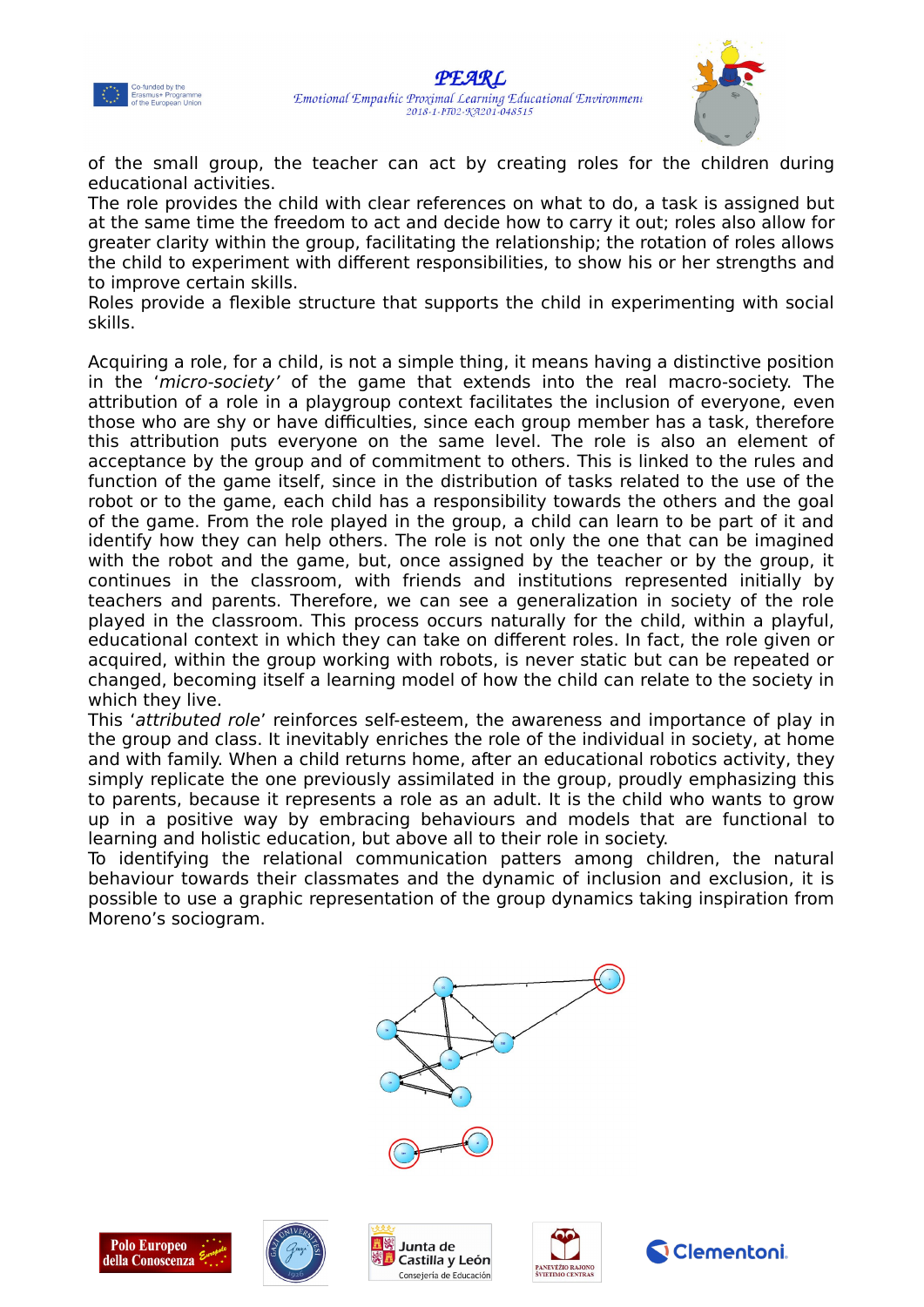of the small group, the teacher can act by creating roles for the children during educational activities.
The role provides the child with clear references on what to do, a task is assigned but at the same time the freedom to act and decide how to carry it out; roles also allow for greater clarity within the group, facilitating the relationship; the rotation of roles allows the child to experiment with different responsibilities, to show his or her strengths and to improve certain skills.
Roles provide a flexible structure that supports the child in experimenting with social skills.

Acquiring a role, for a child, is not a simple thing, it means having a distinctive position in the '*micro-society'* of the game that extends into the real macro-society. The attribution of a role in a playgroup context facilitates the inclusion of everyone, even those who are shy or have difficulties, since each group member has a task, therefore this attribution puts everyone on the same level. The role is also an element of acceptance by the group and of commitment to others. This is linked to the rules and function of the game itself, since in the distribution of tasks related to the use of the robot or to the game, each child has a responsibility towards the others and the goal of the game. From the role played in the group, a child can learn to be part of it and identify how they can help others. The role is not only the one that can be imagined with the robot and the game, but, once assigned by the teacher or by the group, it continues in the classroom, with friends and institutions represented initially by teachers and parents. Therefore, we can see a generalization in society of the role played in the classroom. This process occurs naturally for the child, within a playful, educational context in which they can take on different roles. In fact, the role given or acquired, within the group working with robots, is never static but can be repeated or changed, becoming itself a learning model of how the child can relate to the society in which they live.
This '*attributed role*' reinforces self-esteem, the awareness and importance of play in the group and class. It inevitably enriches the role of the individual in society, at home and with family. When a child returns home, after an educational robotics activity, they simply replicate the one previously assimilated in the group, proudly emphasizing this to parents, because it represents a role as an adult. It is the child who wants to grow up in a positive way by embracing behaviours and models that are functional to learning and holistic education, but above all to their role in society.
To identifying the relational communication patters among children, the natural behaviour towards their classmates and the dynamic of inclusion and exclusion, it is possible to use a graphic representation of the group dynamics taking inspiration from Moreno's sociogram.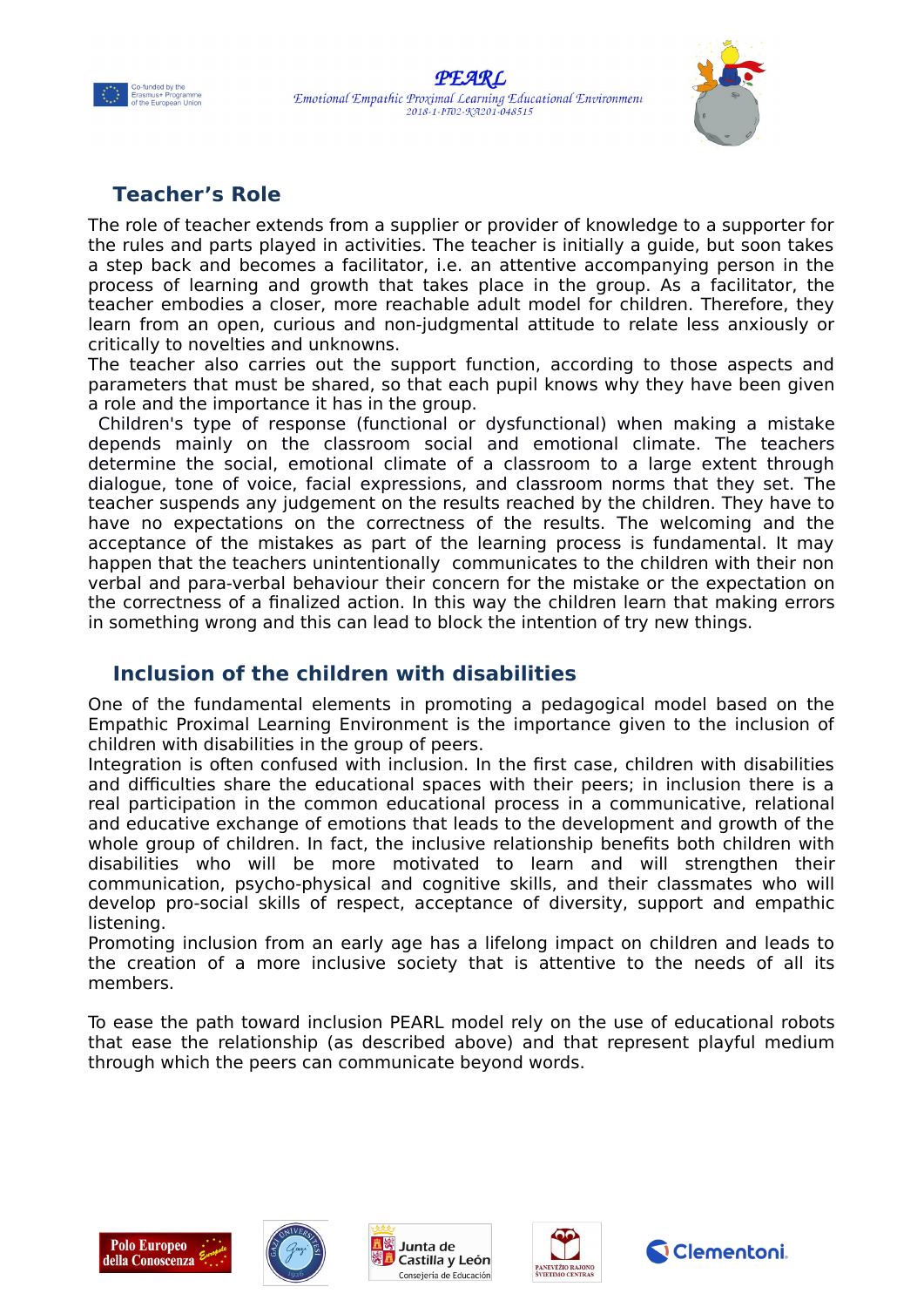## Teacher's Role

The role of teacher extends from a supplier or provider of knowledge to a supporter for the rules and parts played in activities. The teacher is initially a guide, but soon takes a step back and becomes a facilitator, i.e. an attentive accompanying person in the process of learning and growth that takes place in the group. As a facilitator, the teacher embodies a closer, more reachable adult model for children. Therefore, they learn from an open, curious and non-judgmental attitude to relate less anxiously or critically to novelties and unknowns.

The teacher also carries out the support function, according to those aspects and parameters that must be shared, so that each pupil knows why they have been given a role and the importance it has in the group.

Children's type of response (functional or dysfunctional) when making a mistake depends mainly on the classroom social and emotional climate. The teachers determine the social, emotional climate of a classroom to a large extent through dialogue, tone of voice, facial expressions, and classroom norms that they set. The teacher suspends any judgement on the results reached by the children. They have to have no expectations on the correctness of the results. The welcoming and the acceptance of the mistakes as part of the learning process is fundamental. It may happen that the teachers unintentionally communicates to the children with their non verbal and para-verbal behaviour their concern for the mistake or the expectation on the correctness of a finalized action. In this way the children learn that making errors in something wrong and this can lead to block the intention of try new things.

## Inclusion of the children with disabilities

One of the fundamental elements in promoting a pedagogical model based on the Empathic Proximal Learning Environment is the importance given to the inclusion of children with disabilities in the group of peers.

Integration is often confused with inclusion. In the first case, children with disabilities and difficulties share the educational spaces with their peers; in inclusion there is a real participation in the common educational process in a communicative, relational and educative exchange of emotions that leads to the development and growth of the whole group of children. In fact, the inclusive relationship benefits both children with disabilities who will be more motivated to learn and will strengthen their communication, psycho-physical and cognitive skills, and their classmates who will develop pro-social skills of respect, acceptance of diversity, support and empathic listening.

Promoting inclusion from an early age has a lifelong impact on children and leads to the creation of a more inclusive society that is attentive to the needs of all its members.

To ease the path toward inclusion PEARL model rely on the use of educational robots that ease the relationship (as described above) and that represent playful medium through which the peers can communicate beyond words.